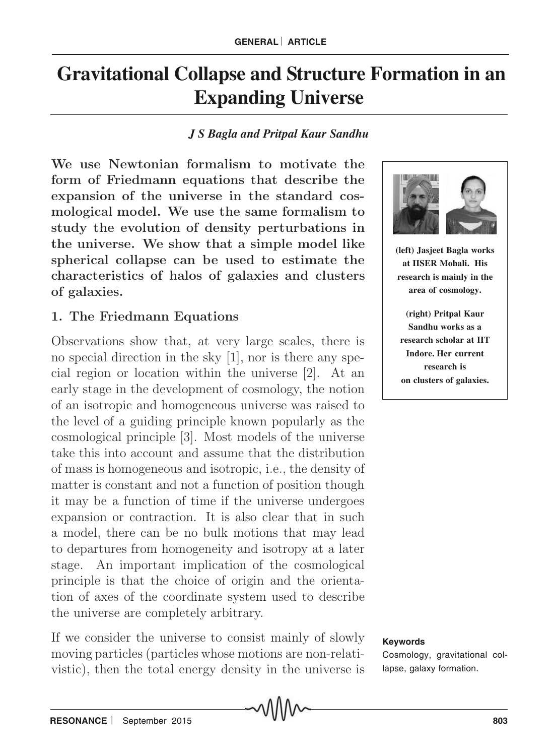GENERAL | ARTICLE

# Gravitational Collapse and Structure Formation in an Expanding Universe

***J S Bagla and Pritpal Kaur Sandhu***

**We use Newtonian formalism to motivate the form of Friedmann equations that describe the expansion of the universe in the standard cosmological model. We use the same formalism to study the evolution of density perturbations in the universe. We show that a simple model like spherical collapse can be used to estimate the characteristics of halos of galaxies and clusters of galaxies.**

**(left) Jasjeet Bagla works at IISER Mohali. His research is mainly in the area of cosmology.**

**(right) Pritpal Kaur Sandhu works as a research scholar at IIT Indore. Her current research is on clusters of galaxies.**

## 1. The Friedmann Equations

Observations show that, at very large scales, there is no special direction in the sky [1], nor is there any special region or location within the universe [2]. At an early stage in the development of cosmology, the notion of an isotropic and homogeneous universe was raised to the level of a guiding principle known popularly as the cosmological principle [3]. Most models of the universe take this into account and assume that the distribution of mass is homogeneous and isotropic, i.e., the density of matter is constant and not a function of position though it may be a function of time if the universe undergoes expansion or contraction. It is also clear that in such a model, there can be no bulk motions that may lead to departures from homogeneity and isotropy at a later stage. An important implication of the cosmological principle is that the choice of origin and the orientation of axes of the coordinate system used to describe the universe are completely arbitrary.

If we consider the universe to consist mainly of slowly moving particles (particles whose motions are non-relativistic), then the total energy density in the universe is

**Keywords**

Cosmology, gravitational collapse, galaxy formation.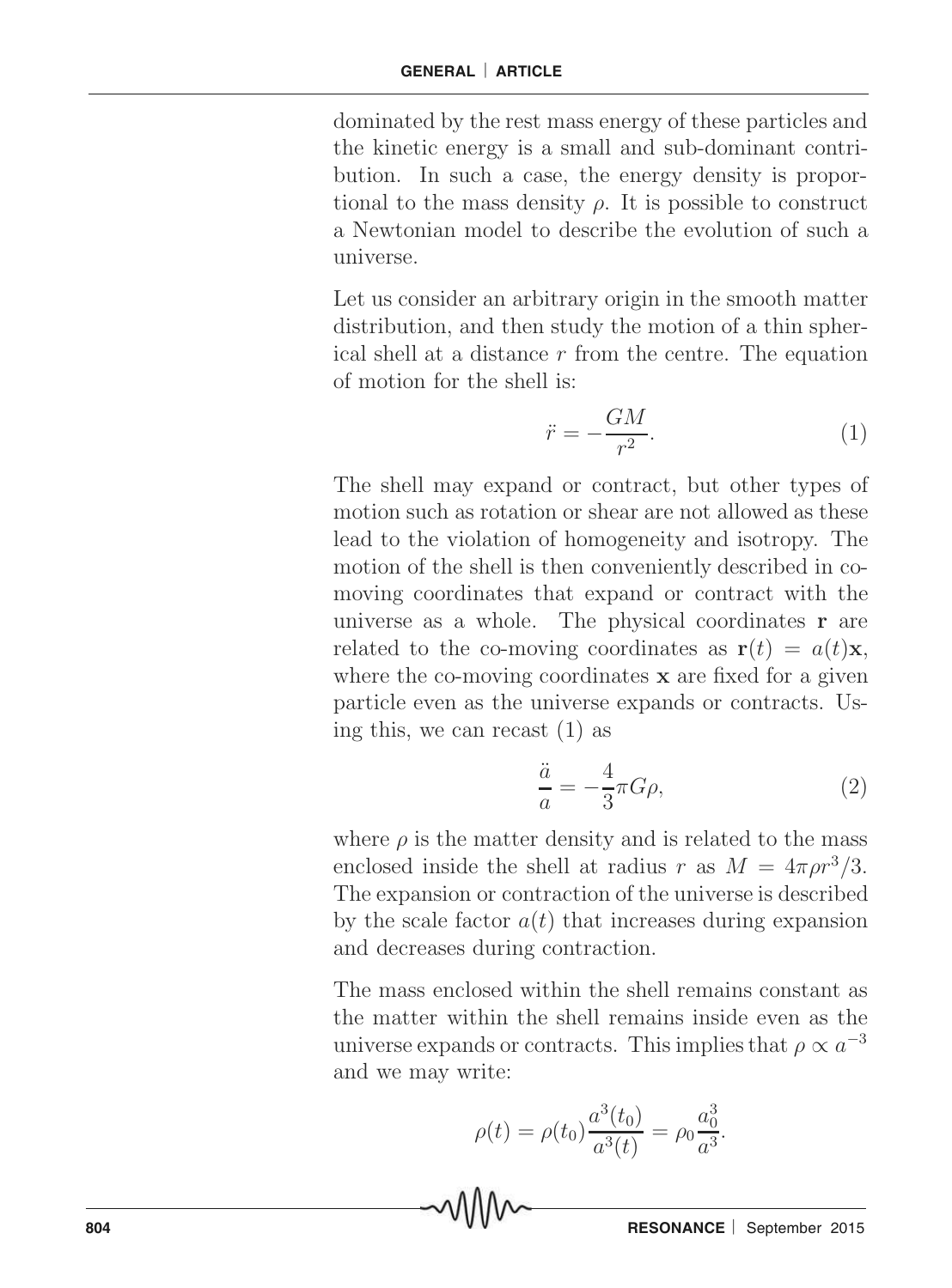dominated by the rest mass energy of these particles and the kinetic energy is a small and sub-dominant contribution. In such a case, the energy density is proportional to the mass density $\rho$. It is possible to construct a Newtonian model to describe the evolution of such a universe.

Let us consider an arbitrary origin in the smooth matter distribution, and then study the motion of a thin spherical shell at a distance $r$ from the centre. The equation of motion for the shell is:

$$\ddot{r} = -\frac{GM}{r^2}. \tag{1}$$

The shell may expand or contract, but other types of motion such as rotation or shear are not allowed as these lead to the violation of homogeneity and isotropy. The motion of the shell is then conveniently described in co-moving coordinates that expand or contract with the universe as a whole. The physical coordinates $\mathbf{r}$ are related to the co-moving coordinates as $\mathbf{r}(t) = a(t)\mathbf{x}$, where the co-moving coordinates $\mathbf{x}$ are fixed for a given particle even as the universe expands or contracts. Using this, we can recast (1) as

$$\frac{\ddot{a}}{a} = -\frac{4}{3}\pi G\rho, \tag{2}$$

where $\rho$ is the matter density and is related to the mass enclosed inside the shell at radius $r$ as $M = 4\pi\rho r^3/3$. The expansion or contraction of the universe is described by the scale factor $a(t)$ that increases during expansion and decreases during contraction.

The mass enclosed within the shell remains constant as the matter within the shell remains inside even as the universe expands or contracts. This implies that $\rho \propto a^{-3}$ and we may write:

$$\rho(t) = \rho(t_0)\frac{a^3(t_0)}{a^3(t)} = \rho_0\frac{a_0^3}{a^3}.$$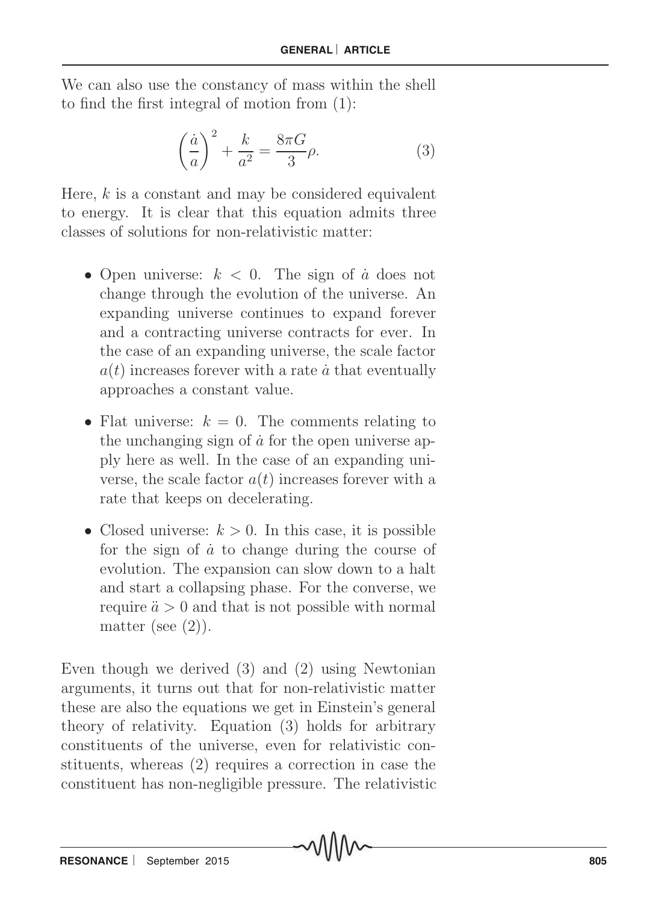We can also use the constancy of mass within the shell to find the first integral of motion from (1):

$$\left(\frac{\dot{a}}{a}\right)^2 + \frac{k}{a^2} = \frac{8\pi G}{3}\rho. \tag{3}$$

Here, $k$ is a constant and may be considered equivalent to energy. It is clear that this equation admits three classes of solutions for non-relativistic matter:

- Open universe: $k < 0$. The sign of $\dot{a}$ does not change through the evolution of the universe. An expanding universe continues to expand forever and a contracting universe contracts for ever. In the case of an expanding universe, the scale factor $a(t)$ increases forever with a rate $\dot{a}$ that eventually approaches a constant value.
- Flat universe: $k = 0$. The comments relating to the unchanging sign of $\dot{a}$ for the open universe apply here as well. In the case of an expanding universe, the scale factor $a(t)$ increases forever with a rate that keeps on decelerating.
- Closed universe: $k > 0$. In this case, it is possible for the sign of $\dot{a}$ to change during the course of evolution. The expansion can slow down to a halt and start a collapsing phase. For the converse, we require $\ddot{a} > 0$ and that is not possible with normal matter (see (2)).

Even though we derived (3) and (2) using Newtonian arguments, it turns out that for non-relativistic matter these are also the equations we get in Einstein's general theory of relativity. Equation (3) holds for arbitrary constituents of the universe, even for relativistic constituents, whereas (2) requires a correction in case the constituent has non-negligible pressure. The relativistic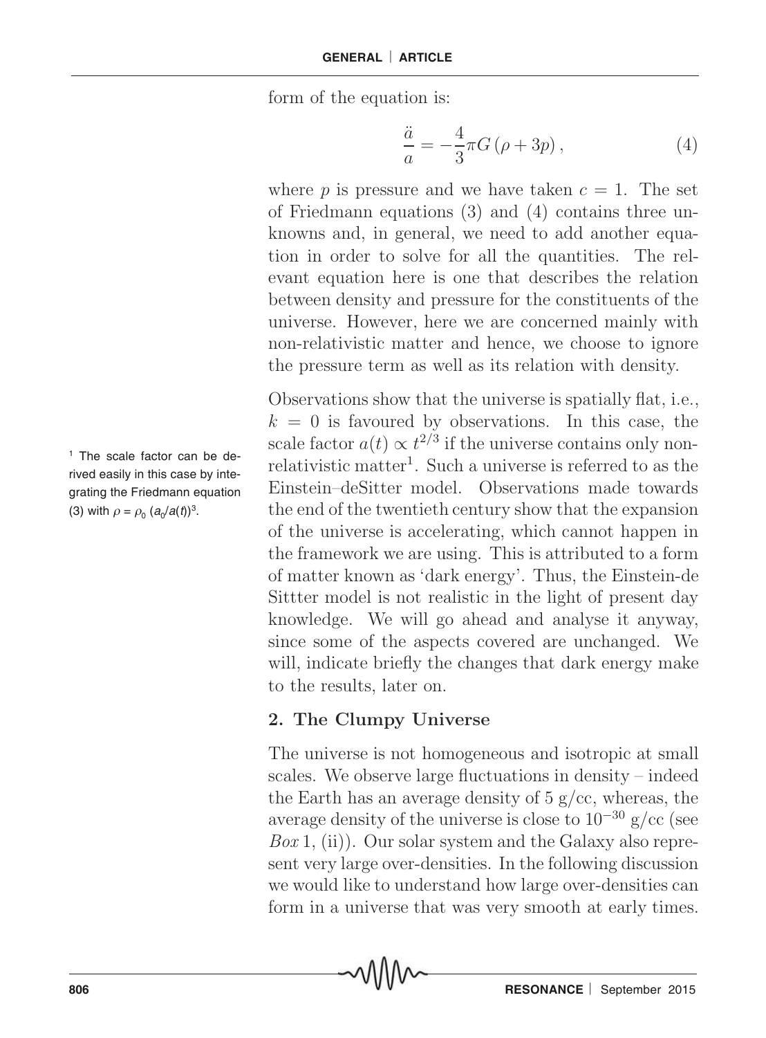form of the equation is:

$$\frac{\ddot{a}}{a} = -\frac{4}{3}\pi G\left(\rho + 3p\right), \tag{4}$$

where $p$ is pressure and we have taken $c = 1$. The set of Friedmann equations (3) and (4) contains three unknowns and, in general, we need to add another equation in order to solve for all the quantities. The relevant equation here is one that describes the relation between density and pressure for the constituents of the universe. However, here we are concerned mainly with non-relativistic matter and hence, we choose to ignore the pressure term as well as its relation with density.

Observations show that the universe is spatially flat, i.e., $k = 0$ is favoured by observations. In this case, the scale factor $a(t) \propto t^{2/3}$ if the universe contains only non-relativistic matter[1]. Such a universe is referred to as the Einstein–deSitter model. Observations made towards the end of the twentieth century show that the expansion of the universe is accelerating, which cannot happen in the framework we are using. This is attributed to a form of matter known as 'dark energy'. Thus, the Einstein-de Sittter model is not realistic in the light of present day knowledge. We will go ahead and analyse it anyway, since some of the aspects covered are unchanged. We will, indicate briefly the changes that dark energy make to the results, later on.

[1] The scale factor can be derived easily in this case by integrating the Friedmann equation (3) with $\rho = \rho_0\,(a_0/a(t))^3$.

## 2. The Clumpy Universe

The universe is not homogeneous and isotropic at small scales. We observe large fluctuations in density – indeed the Earth has an average density of 5 g/cc, whereas, the average density of the universe is close to $10^{-30}$ g/cc (see *Box* 1, (ii)). Our solar system and the Galaxy also represent very large over-densities. In the following discussion we would like to understand how large over-densities can form in a universe that was very smooth at early times.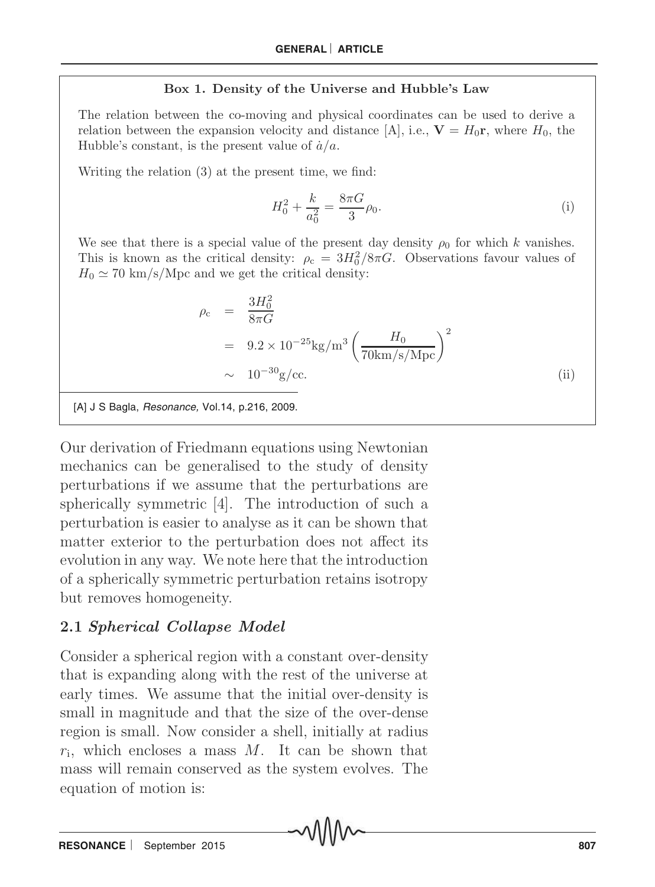**Box 1. Density of the Universe and Hubble's Law**

The relation between the co-moving and physical coordinates can be used to derive a relation between the expansion velocity and distance [A], i.e., $\mathbf{V} = H_0\mathbf{r}$, where $H_0$, the Hubble's constant, is the present value of $\dot{a}/a$.

Writing the relation (3) at the present time, we find:

$$H_0^2 + \frac{k}{a_0^2} = \frac{8\pi G}{3}\rho_0. \tag{i}$$

We see that there is a special value of the present day density $\rho_0$ for which $k$ vanishes. This is known as the critical density: $\rho_c = 3H_0^2/8\pi G$. Observations favour values of $H_0 \simeq 70$ km/s/Mpc and we get the critical density:

$$\begin{aligned} \rho_c &= \frac{3H_0^2}{8\pi G} \\ &= 9.2 \times 10^{-25}\text{kg/m}^3 \left(\frac{H_0}{70\text{km/s/Mpc}}\right)^2 \\ &\sim 10^{-30}\text{g/cc}. \end{aligned} \tag{ii}$$

[A] J S Bagla, *Resonance,* Vol.14, p.216, 2009.

Our derivation of Friedmann equations using Newtonian mechanics can be generalised to the study of density perturbations if we assume that the perturbations are spherically symmetric [4]. The introduction of such a perturbation is easier to analyse as it can be shown that matter exterior to the perturbation does not affect its evolution in any way. We note here that the introduction of a spherically symmetric perturbation retains isotropy but removes homogeneity.

### 2.1 *Spherical Collapse Model*

Consider a spherical region with a constant over-density that is expanding along with the rest of the universe at early times. We assume that the initial over-density is small in magnitude and that the size of the over-dense region is small. Now consider a shell, initially at radius $r_i$, which encloses a mass $M$. It can be shown that mass will remain conserved as the system evolves. The equation of motion is: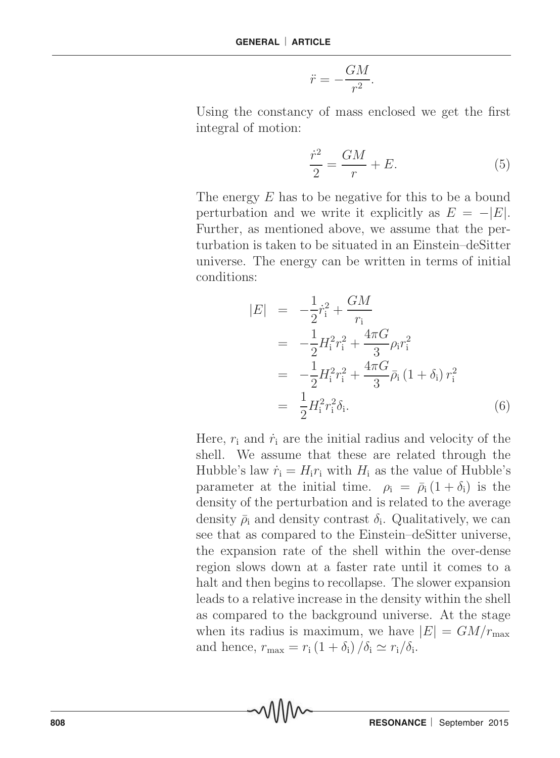$$\ddot{r} = -\frac{GM}{r^2}.$$

Using the constancy of mass enclosed we get the first integral of motion:

$$\frac{\dot{r}^2}{2} = \frac{GM}{r} + E. \tag{5}$$

The energy $E$ has to be negative for this to be a bound perturbation and we write it explicitly as $E = -|E|$. Further, as mentioned above, we assume that the perturbation is taken to be situated in an Einstein–deSitter universe. The energy can be written in terms of initial conditions:

$$\begin{aligned}
|E| &= -\frac{1}{2}\dot{r}_{\rm i}^2 + \frac{GM}{r_{\rm i}} \\
&= -\frac{1}{2}H_{\rm i}^2 r_{\rm i}^2 + \frac{4\pi G}{3}\rho_{\rm i} r_{\rm i}^2 \\
&= -\frac{1}{2}H_{\rm i}^2 r_{\rm i}^2 + \frac{4\pi G}{3}\bar{\rho}_{\rm i}\left(1+\delta_{\rm i}\right) r_{\rm i}^2 \\
&= \frac{1}{2}H_{\rm i}^2 r_{\rm i}^2 \delta_{\rm i}.
\end{aligned} \tag{6}$$

Here, $r_{\rm i}$ and $\dot{r}_{\rm i}$ are the initial radius and velocity of the shell. We assume that these are related through the Hubble's law $\dot{r}_{\rm i} = H_{\rm i} r_{\rm i}$ with $H_{\rm i}$ as the value of Hubble's parameter at the initial time. $\rho_{\rm i} = \bar{\rho}_{\rm i}\left(1+\delta_{\rm i}\right)$ is the density of the perturbation and is related to the average density $\bar{\rho}_{\rm i}$ and density contrast $\delta_{\rm i}$. Qualitatively, we can see that as compared to the Einstein–deSitter universe, the expansion rate of the shell within the over-dense region slows down at a faster rate until it comes to a halt and then begins to recollapse. The slower expansion leads to a relative increase in the density within the shell as compared to the background universe. At the stage when its radius is maximum, we have $|E| = GM/r_{\rm max}$ and hence, $r_{\rm max} = r_{\rm i}\left(1+\delta_{\rm i}\right)/\delta_{\rm i} \simeq r_{\rm i}/\delta_{\rm i}$.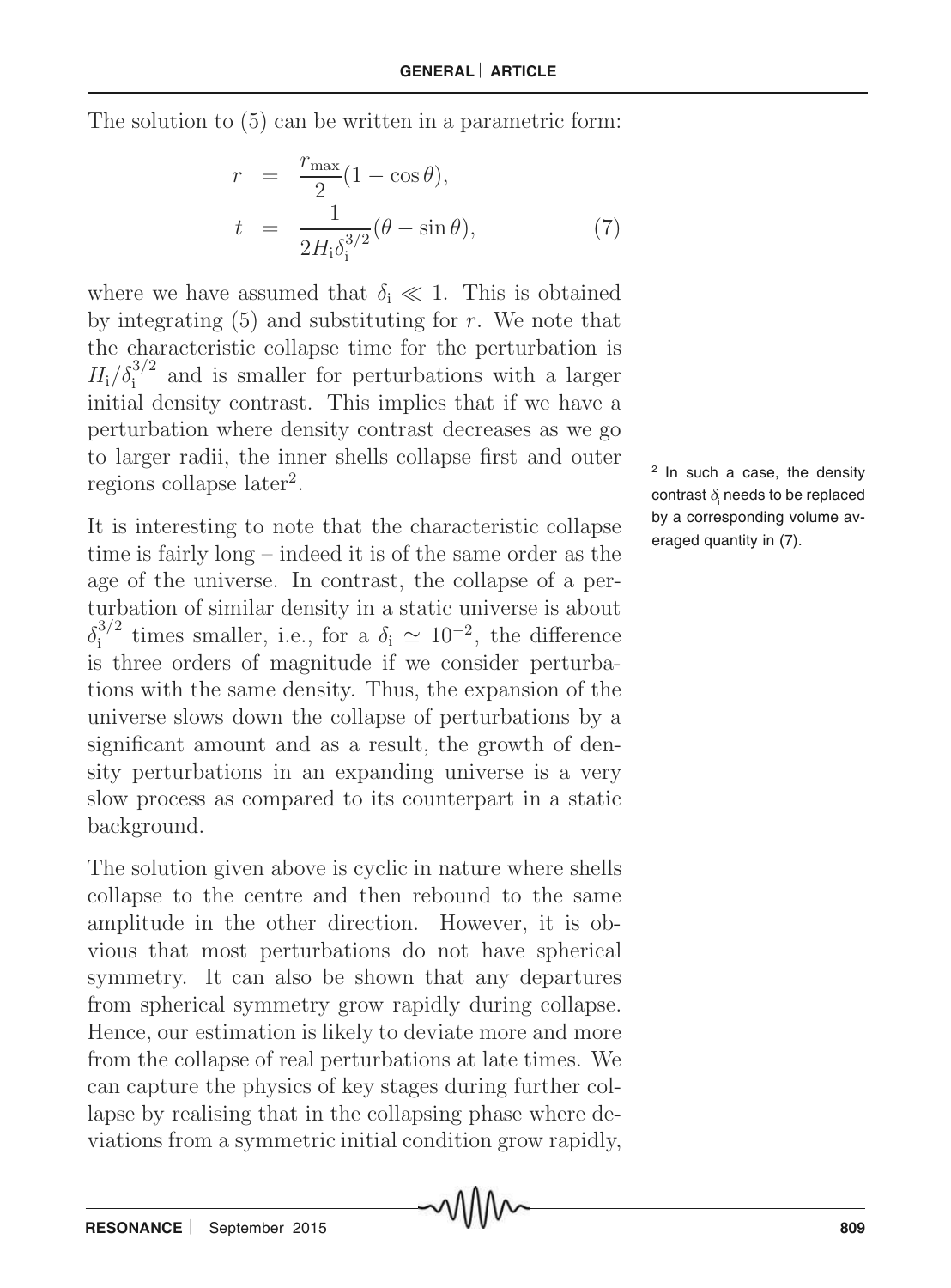The solution to (5) can be written in a parametric form:

$$
\begin{aligned}
r &= \frac{r_{\max}}{2}(1 - \cos\theta), \\
t &= \frac{1}{2H_{\mathrm{i}}\delta_{\mathrm{i}}^{3/2}}(\theta - \sin\theta),
\end{aligned}
\qquad (7)
$$

where we have assumed that $\delta_{\mathrm{i}} \ll 1$. This is obtained by integrating (5) and substituting for $r$. We note that the characteristic collapse time for the perturbation is $H_{\mathrm{i}}/\delta_{\mathrm{i}}^{3/2}$ and is smaller for perturbations with a larger initial density contrast. This implies that if we have a perturbation where density contrast decreases as we go to larger radii, the inner shells collapse first and outer regions collapse later[2].

[2] In such a case, the density contrast $\delta_{\mathrm{i}}$ needs to be replaced by a corresponding volume averaged quantity in (7).

It is interesting to note that the characteristic collapse time is fairly long – indeed it is of the same order as the age of the universe. In contrast, the collapse of a perturbation of similar density in a static universe is about $\delta_{\mathrm{i}}^{3/2}$ times smaller, i.e., for a $\delta_{\mathrm{i}} \simeq 10^{-2}$, the difference is three orders of magnitude if we consider perturbations with the same density. Thus, the expansion of the universe slows down the collapse of perturbations by a significant amount and as a result, the growth of density perturbations in an expanding universe is a very slow process as compared to its counterpart in a static background.

The solution given above is cyclic in nature where shells collapse to the centre and then rebound to the same amplitude in the other direction. However, it is obvious that most perturbations do not have spherical symmetry. It can also be shown that any departures from spherical symmetry grow rapidly during collapse. Hence, our estimation is likely to deviate more and more from the collapse of real perturbations at late times. We can capture the physics of key stages during further collapse by realising that in the collapsing phase where deviations from a symmetric initial condition grow rapidly,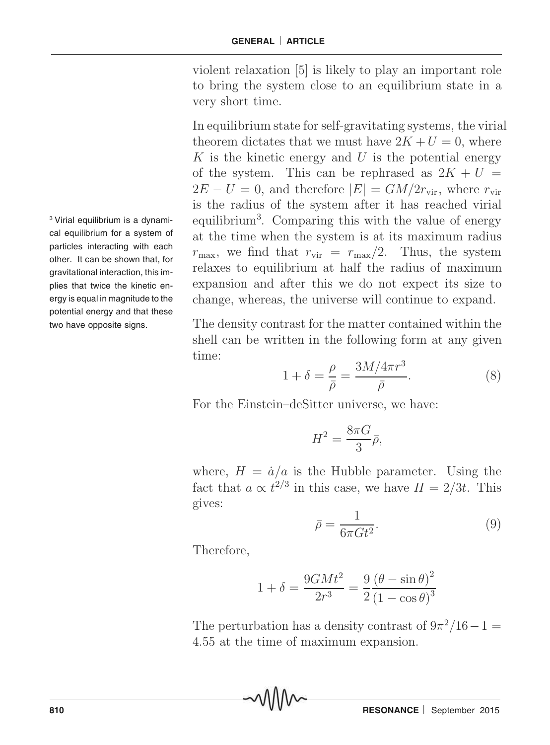violent relaxation [5] is likely to play an important role to bring the system close to an equilibrium state in a very short time.

In equilibrium state for self-gravitating systems, the virial theorem dictates that we must have $2K + U = 0$, where $K$ is the kinetic energy and $U$ is the potential energy of the system. This can be rephrased as $2K + U = 2E - U = 0$, and therefore $|E| = GM/2r_{\rm vir}$, where $r_{\rm vir}$ is the radius of the system after it has reached virial equilibrium[3]. Comparing this with the value of energy at the time when the system is at its maximum radius $r_{\rm max}$, we find that $r_{\rm vir} = r_{\rm max}/2$. Thus, the system relaxes to equilibrium at half the radius of maximum expansion and after this we do not expect its size to change, whereas, the universe will continue to expand.

[3] Virial equilibrium is a dynamical equilibrium for a system of particles interacting with each other. It can be shown that, for gravitational interaction, this implies that twice the kinetic energy is equal in magnitude to the potential energy and that these two have opposite signs.

The density contrast for the matter contained within the shell can be written in the following form at any given time:

$$1 + \delta = \frac{\rho}{\bar{\rho}} = \frac{3M/4\pi r^3}{\bar{\rho}}. \tag{8}$$

For the Einstein–deSitter universe, we have:

$$H^2 = \frac{8\pi G}{3}\bar{\rho},$$

where, $H = \dot{a}/a$ is the Hubble parameter. Using the fact that $a \propto t^{2/3}$ in this case, we have $H = 2/3t$. This gives:

$$\bar{\rho} = \frac{1}{6\pi G t^2}. \tag{9}$$

Therefore,

$$1 + \delta = \frac{9GMt^2}{2r^3} = \frac{9}{2}\frac{(\theta - \sin\theta)^2}{(1 - \cos\theta)^3}$$

The perturbation has a density contrast of $9\pi^2/16 - 1 = 4.55$ at the time of maximum expansion.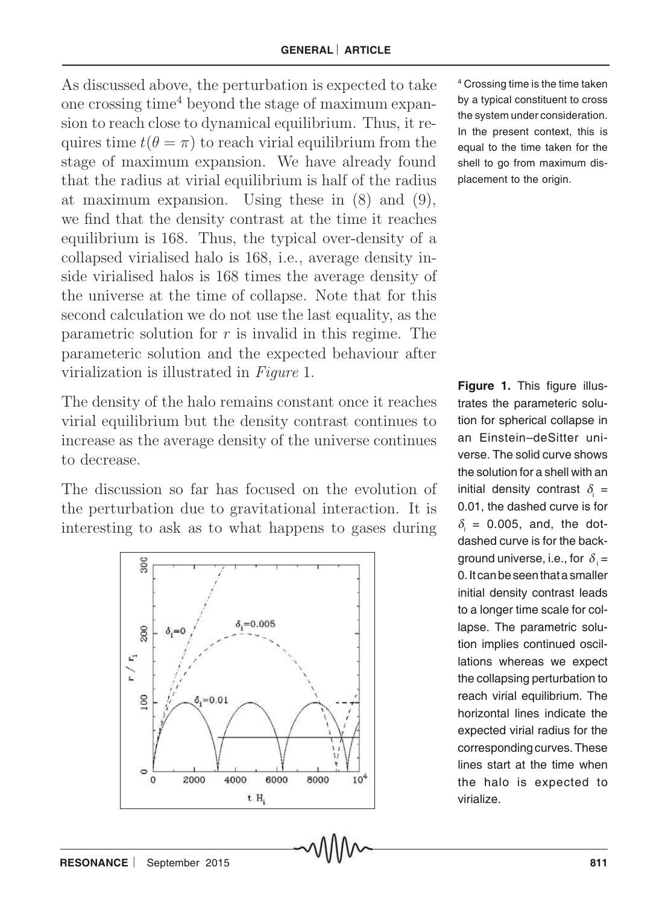As discussed above, the perturbation is expected to take one crossing time[4] beyond the stage of maximum expansion to reach close to dynamical equilibrium. Thus, it requires time $t(\theta = \pi)$ to reach virial equilibrium from the stage of maximum expansion. We have already found that the radius at virial equilibrium is half of the radius at maximum expansion. Using these in (8) and (9), we find that the density contrast at the time it reaches equilibrium is 168. Thus, the typical over-density of a collapsed virialised halo is 168, i.e., average density inside virialised halos is 168 times the average density of the universe at the time of collapse. Note that for this second calculation we do not use the last equality, as the parametric solution for $r$ is invalid in this regime. The parameteric solution and the expected behaviour after virialization is illustrated in *Figure* 1.

[4] Crossing time is the time taken by a typical constituent to cross the system under consideration. In the present context, this is equal to the time taken for the shell to go from maximum displacement to the origin.

The density of the halo remains constant once it reaches virial equilibrium but the density contrast continues to increase as the average density of the universe continues to decrease.

The discussion so far has focused on the evolution of the perturbation due to gravitational interaction. It is interesting to ask as to what happens to gases during

**Figure 1.** This figure illustrates the parameteric solution for spherical collapse in an Einstein–deSitter universe. The solid curve shows the solution for a shell with an initial density contrast $\delta_i = 0.01$, the dashed curve is for $\delta_i = 0.005$, and, the dot-dashed curve is for the background universe, i.e., for $\delta_i = 0$. It can be seen that a smaller initial density contrast leads to a longer time scale for collapse. The parametric solution implies continued oscillations whereas we expect the collapsing perturbation to reach virial equilibrium. The horizontal lines indicate the expected virial radius for the corresponding curves. These lines start at the time when the halo is expected to virialize.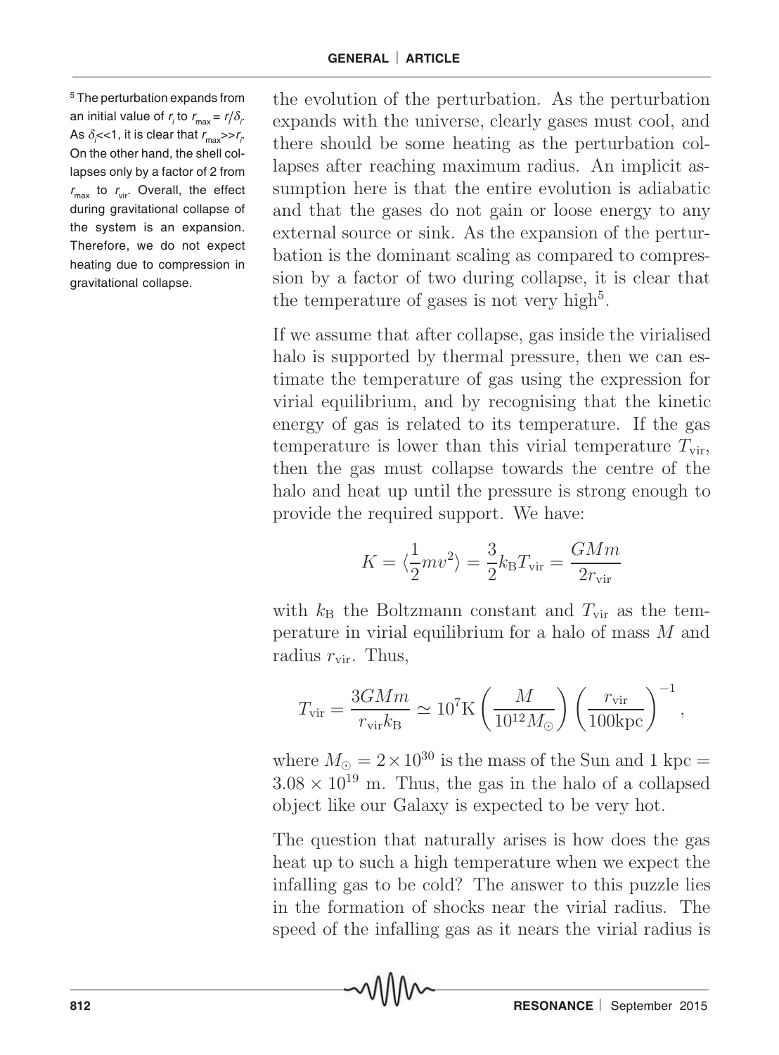the evolution of the perturbation. As the perturbation expands with the universe, clearly gases must cool, and there should be some heating as the perturbation collapses after reaching maximum radius. An implicit assumption here is that the entire evolution is adiabatic and that the gases do not gain or loose energy to any external source or sink. As the expansion of the perturbation is the dominant scaling as compared to compression by a factor of two during collapse, it is clear that the temperature of gases is not very high[5].

[5] The perturbation expands from an initial value of $r_i$ to $r_{max} = r/\delta_i$. As $\delta_i$<<1, it is clear that $r_{max}$>>$r_i$. On the other hand, the shell collapses only by a factor of 2 from $r_{max}$ to $r_{vir}$. Overall, the effect during gravitational collapse of the system is an expansion. Therefore, we do not expect heating due to compression in gravitational collapse.

If we assume that after collapse, gas inside the virialised halo is supported by thermal pressure, then we can estimate the temperature of gas using the expression for virial equilibrium, and by recognising that the kinetic energy of gas is related to its temperature. If the gas temperature is lower than this virial temperature $T_{\rm vir}$, then the gas must collapse towards the centre of the halo and heat up until the pressure is strong enough to provide the required support. We have:

$$K = \langle \frac{1}{2} m v^2 \rangle = \frac{3}{2} k_{\rm B} T_{\rm vir} = \frac{GMm}{2 r_{\rm vir}}$$

with $k_{\rm B}$ the Boltzmann constant and $T_{\rm vir}$ as the temperature in virial equilibrium for a halo of mass $M$ and radius $r_{\rm vir}$. Thus,

$$T_{\rm vir} = \frac{3GMm}{r_{\rm vir} k_{\rm B}} \simeq 10^7 {\rm K} \left( \frac{M}{10^{12} M_{\odot}} \right) \left( \frac{r_{\rm vir}}{100 {\rm kpc}} \right)^{-1},$$

where $M_{\odot} = 2 \times 10^{30}$ is the mass of the Sun and 1 kpc = $3.08 \times 10^{19}$ m. Thus, the gas in the halo of a collapsed object like our Galaxy is expected to be very hot.

The question that naturally arises is how does the gas heat up to such a high temperature when we expect the infalling gas to be cold? The answer to this puzzle lies in the formation of shocks near the virial radius. The speed of the infalling gas as it nears the virial radius is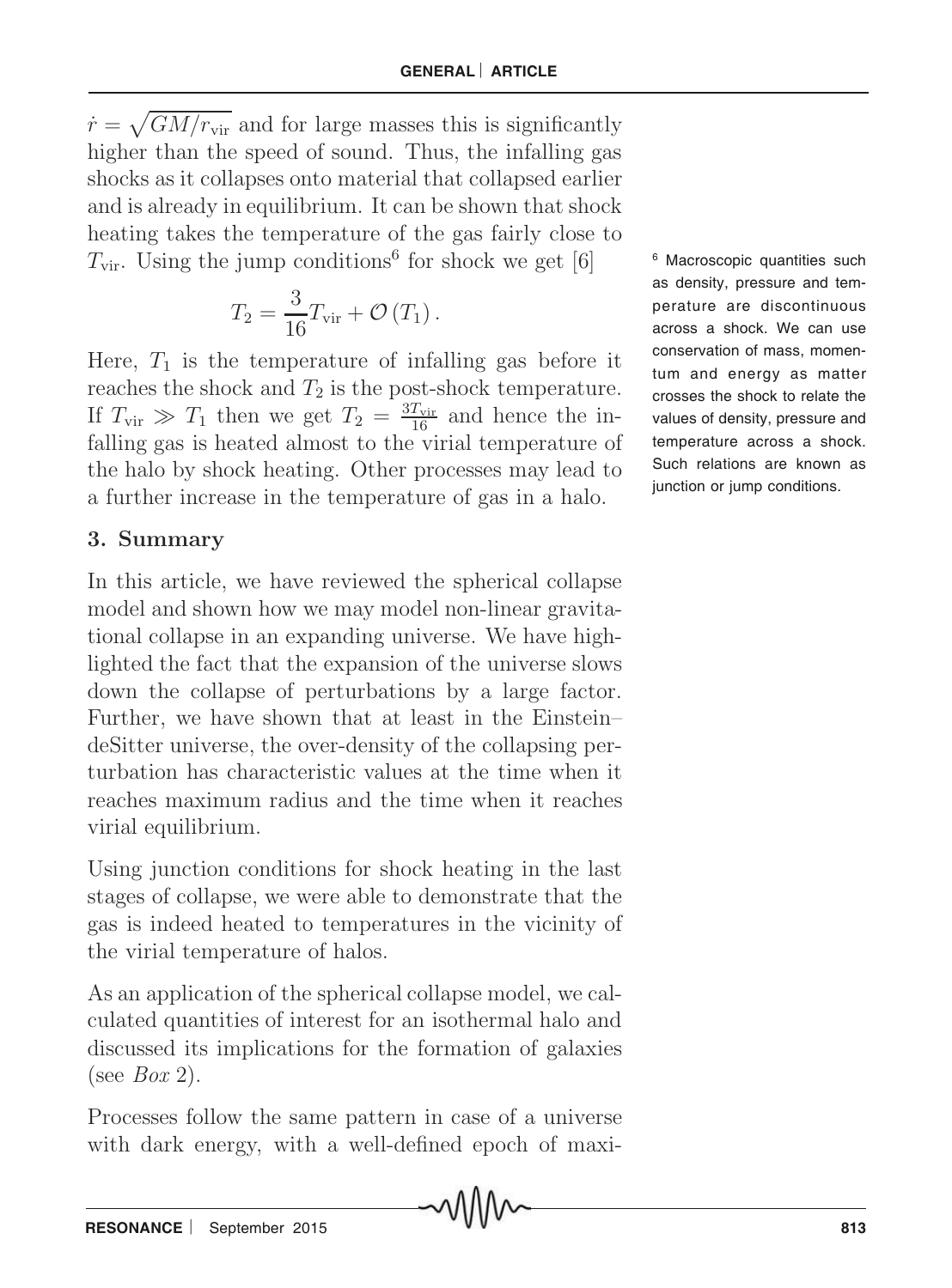$\dot{r} = \sqrt{GM/r_{\text{vir}}}$ and for large masses this is significantly higher than the speed of sound. Thus, the infalling gas shocks as it collapses onto material that collapsed earlier and is already in equilibrium. It can be shown that shock heating takes the temperature of the gas fairly close to $T_{\text{vir}}$. Using the jump conditions[6] for shock we get [6]

$$T_2 = \frac{3}{16} T_{\text{vir}} + \mathcal{O}(T_1).$$

Here, $T_1$ is the temperature of infalling gas before it reaches the shock and $T_2$ is the post-shock temperature. If $T_{\text{vir}} \gg T_1$ then we get $T_2 = \frac{3T_{\text{vir}}}{16}$ and hence the infalling gas is heated almost to the virial temperature of the halo by shock heating. Other processes may lead to a further increase in the temperature of gas in a halo.

[6] Macroscopic quantities such as density, pressure and temperature are discontinuous across a shock. We can use conservation of mass, momentum and energy as matter crosses the shock to relate the values of density, pressure and temperature across a shock. Such relations are known as junction or jump conditions.

## 3. Summary

In this article, we have reviewed the spherical collapse model and shown how we may model non-linear gravitational collapse in an expanding universe. We have highlighted the fact that the expansion of the universe slows down the collapse of perturbations by a large factor. Further, we have shown that at least in the Einstein–deSitter universe, the over-density of the collapsing perturbation has characteristic values at the time when it reaches maximum radius and the time when it reaches virial equilibrium.

Using junction conditions for shock heating in the last stages of collapse, we were able to demonstrate that the gas is indeed heated to temperatures in the vicinity of the virial temperature of halos.

As an application of the spherical collapse model, we calculated quantities of interest for an isothermal halo and discussed its implications for the formation of galaxies (see *Box* 2).

Processes follow the same pattern in case of a universe with dark energy, with a well-defined epoch of maxi-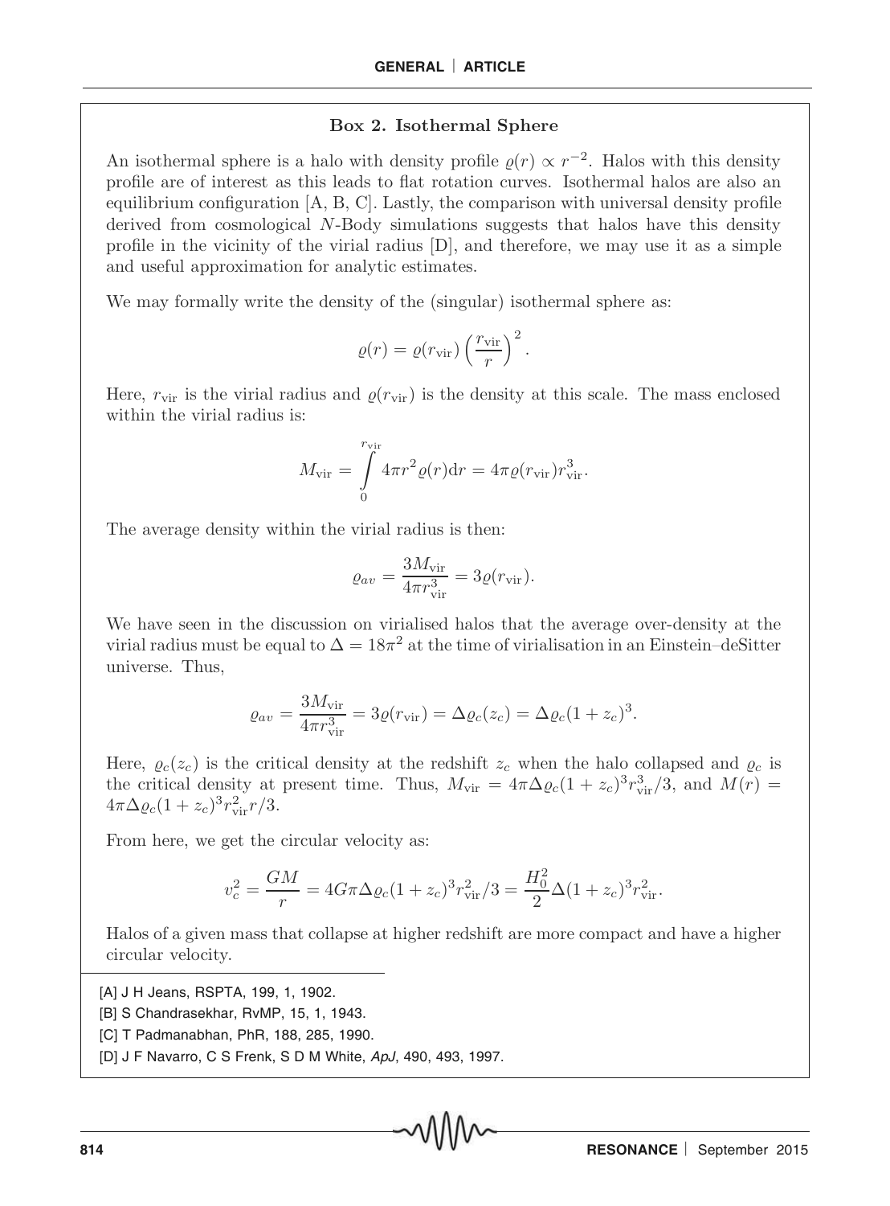### Box 2. Isothermal Sphere

An isothermal sphere is a halo with density profile $\varrho(r) \propto r^{-2}$. Halos with this density profile are of interest as this leads to flat rotation curves. Isothermal halos are also an equilibrium configuration [A, B, C]. Lastly, the comparison with universal density profile derived from cosmological $N$-Body simulations suggests that halos have this density profile in the vicinity of the virial radius [D], and therefore, we may use it as a simple and useful approximation for analytic estimates.

We may formally write the density of the (singular) isothermal sphere as:

$$\varrho(r) = \varrho(r_{\rm vir}) \left(\frac{r_{\rm vir}}{r}\right)^2 .$$

Here, $r_{\rm vir}$ is the virial radius and $\varrho(r_{\rm vir})$ is the density at this scale. The mass enclosed within the virial radius is:

$$M_{\rm vir} = \int\limits_0^{r_{\rm vir}} 4\pi r^2 \varrho(r) {\rm d}r = 4\pi \varrho(r_{\rm vir}) r_{\rm vir}^3 .$$

The average density within the virial radius is then:

$$\varrho_{av} = \frac{3M_{\rm vir}}{4\pi r_{\rm vir}^3} = 3\varrho(r_{\rm vir}).$$

We have seen in the discussion on virialised halos that the average over-density at the virial radius must be equal to $\Delta = 18\pi^2$ at the time of virialisation in an Einstein–deSitter universe. Thus,

$$\varrho_{av} = \frac{3M_{\rm vir}}{4\pi r_{\rm vir}^3} = 3\varrho(r_{\rm vir}) = \Delta \varrho_c(z_c) = \Delta \varrho_c (1+z_c)^3 .$$

Here, $\varrho_c(z_c)$ is the critical density at the redshift $z_c$ when the halo collapsed and $\varrho_c$ is the critical density at present time. Thus, $M_{\rm vir} = 4\pi\Delta\varrho_c(1+z_c)^3 r_{\rm vir}^3/3$, and $M(r) = 4\pi\Delta\varrho_c(1+z_c)^3 r_{\rm vir}^2 r/3$.

From here, we get the circular velocity as:

$$v_c^2 = \frac{GM}{r} = 4G\pi\Delta\varrho_c(1+z_c)^3 r_{\rm vir}^2/3 = \frac{H_0^2}{2}\Delta(1+z_c)^3 r_{\rm vir}^2 .$$

Halos of a given mass that collapse at higher redshift are more compact and have a higher circular velocity.

[A] J H Jeans, RSPTA, 199, 1, 1902.

[B] S Chandrasekhar, RvMP, 15, 1, 1943.

[C] T Padmanabhan, PhR, 188, 285, 1990.

[D] J F Navarro, C S Frenk, S D M White, *ApJ*, 490, 493, 1997.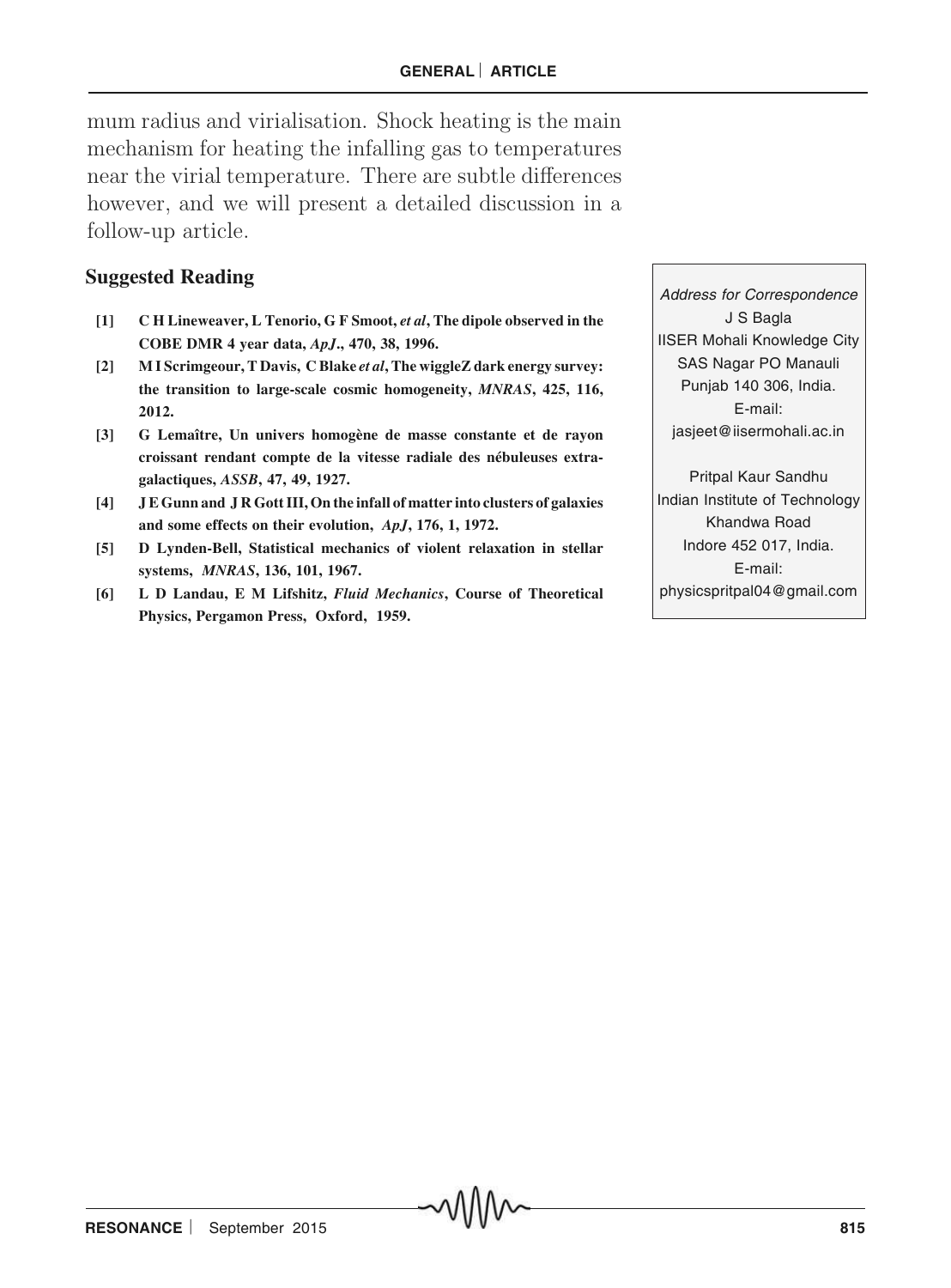mum radius and virialisation. Shock heating is the main mechanism for heating the infalling gas to temperatures near the virial temperature. There are subtle differences however, and we will present a detailed discussion in a follow-up article.

## Suggested Reading

**[1] C H Lineweaver, L Tenorio, G F Smoot, *et al*, The dipole observed in the COBE DMR 4 year data, *ApJ*., 470, 38, 1996.**

**[2] M I Scrimgeour, T Davis, C Blake *et al*, The wiggleZ dark energy survey: the transition to large-scale cosmic homogeneity, *MNRAS*, 425, 116, 2012.**

**[3] G Lemaître, Un univers homogène de masse constante et de rayon croissant rendant compte de la vitesse radiale des nébuleuses extra-galactiques, *ASSB*, 47, 49, 1927.**

**[4] J E Gunn and J R Gott III, On the infall of matter into clusters of galaxies and some effects on their evolution, *ApJ*, 176, 1, 1972.**

**[5] D Lynden-Bell, Statistical mechanics of violent relaxation in stellar systems, *MNRAS*, 136, 101, 1967.**

**[6] L D Landau, E M Lifshitz, *Fluid Mechanics*, Course of Theoretical Physics, Pergamon Press, Oxford, 1959.**

*Address for Correspondence*

J S Bagla
IISER Mohali Knowledge City
SAS Nagar PO Manauli
Punjab 140 306, India.
E-mail:
jasjeet@iisermohali.ac.in

Pritpal Kaur Sandhu
Indian Institute of Technology
Khandwa Road
Indore 452 017, India.
E-mail:
physicspritpal04@gmail.com